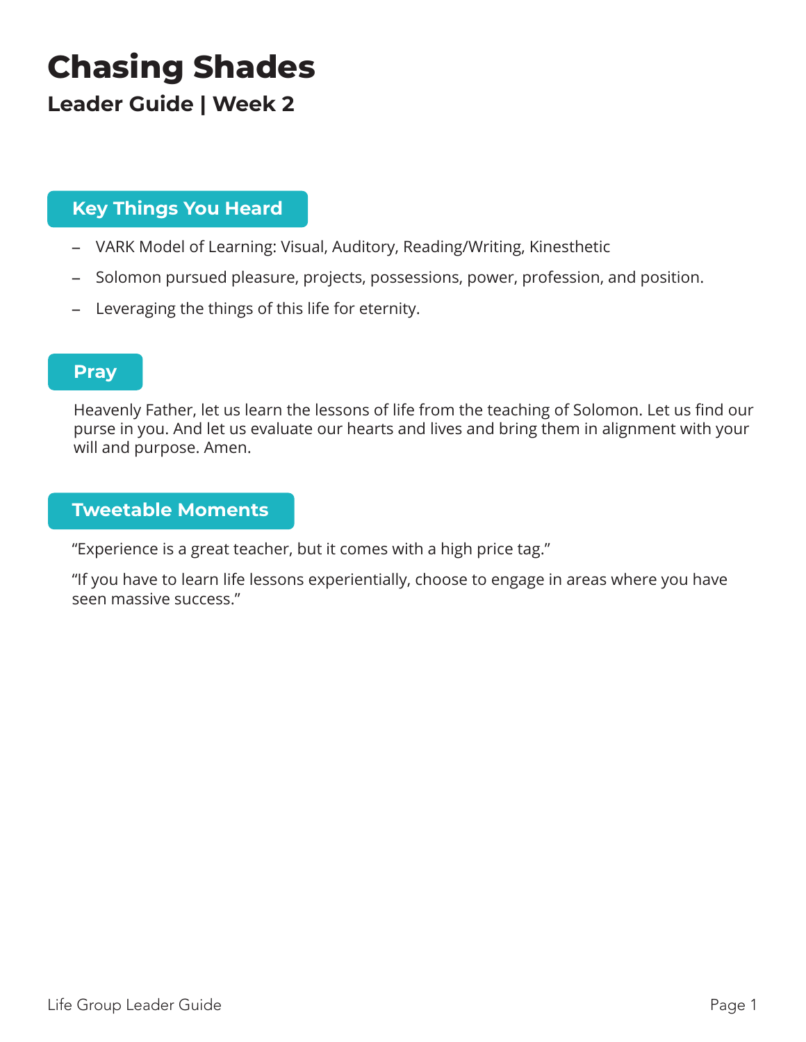# Chasing Shades

## Leader Guide | Week 2

### Key Things You Heard

- VARK Model of Learning: Visual, Auditory, Reading/Writing, Kinesthetic
- Solomon pursued pleasure, projects, possessions, power, profession, and position.
- Leveraging the things of this life for eternity.

### Pray

Heavenly Father, let us learn the lessons of life from the teaching of Solomon. Let us find our purse in you. And let us evaluate our hearts and lives and bring them in alignment with your will and purpose. Amen.

### Tweetable Moments

"Experience is a great teacher, but it comes with a high price tag."

"If you have to learn life lessons experientially, choose to engage in areas where you have seen massive success."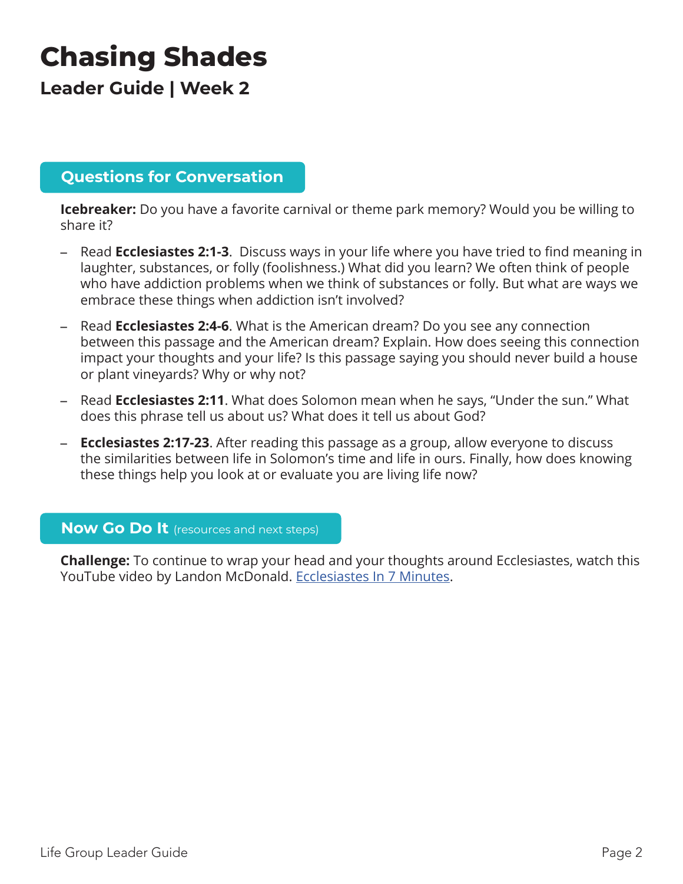# Chasing Shades

## Leader Guide | Week 2

## Questions for Conversation

**Icebreaker:** Do you have a favorite carnival or theme park memory? Would you be willing to share it?

- Read **Ecclesiastes 2:1-3**. Discuss ways in your life where you have tried to find meaning in laughter, substances, or folly (foolishness.) What did you learn? We often think of people who have addiction problems when we think of substances or folly. But what are ways we embrace these things when addiction isn't involved?
- Read **Ecclesiastes 2:4-6**. What is the American dream? Do you see any connection between this passage and the American dream? Explain. How does seeing this connection impact your thoughts and your life? Is this passage saying you should never build a house or plant vineyards? Why or why not?
- Read **Ecclesiastes 2:11**. What does Solomon mean when he says, "Under the sun." What does this phrase tell us about us? What does it tell us about God?
- **Ecclesiastes 2:17-23**. After reading this passage as a group, allow everyone to discuss the similarities between life in Solomon's time and life in ours. Finally, how does knowing these things help you look at or evaluate you are living life now?

## Now Go Do It (resources and next steps)

**Challenge:** To continue to wrap your head and your thoughts around Ecclesiastes, watch this YouTube video by Landon McDonald. Ecclesiastes In 7 Minutes.